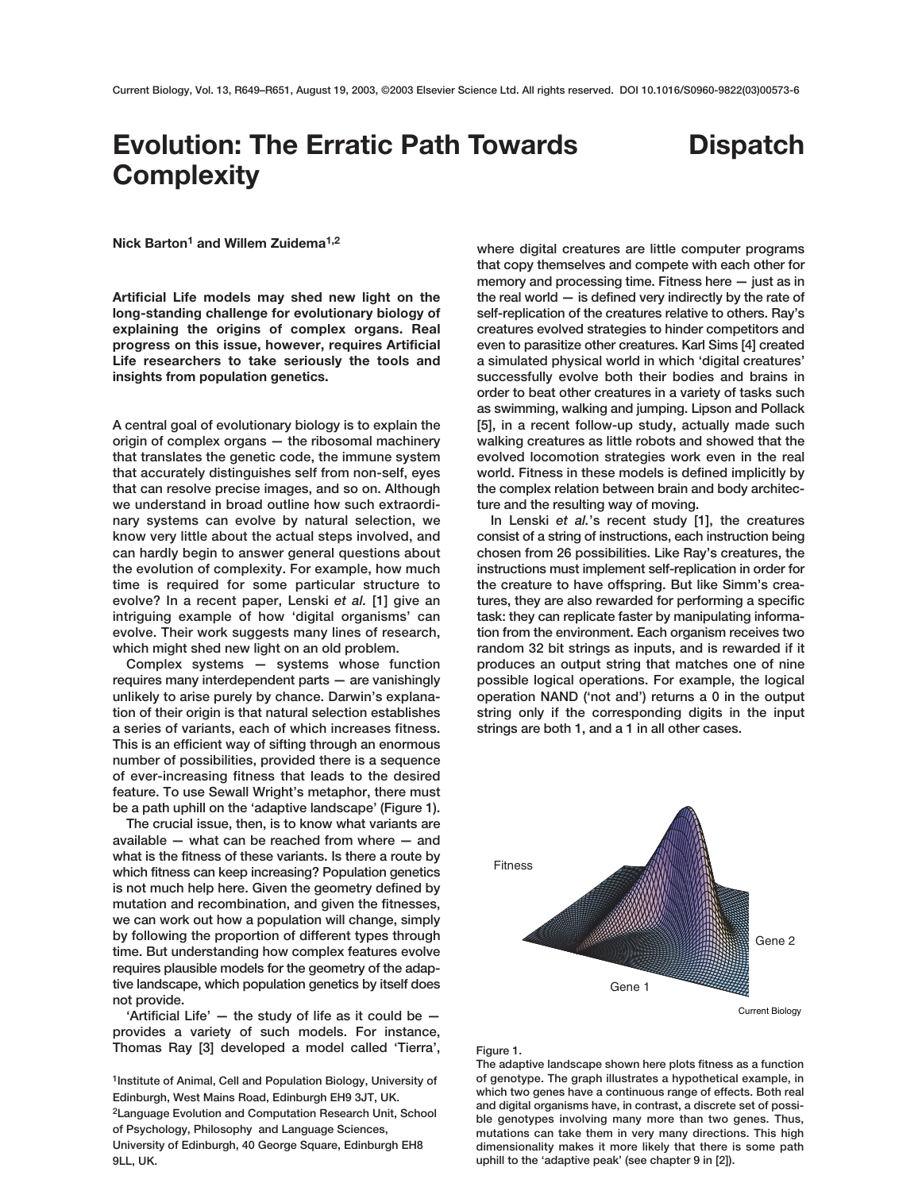# Evolution: The Erratic Path Towards Complexity

Dispatch

**Nick Barton[1] and Willem Zuidema[1,2]**

**Artificial Life models may shed new light on the long-standing challenge for evolutionary biology of explaining the origins of complex organs. Real progress on this issue, however, requires Artificial Life researchers to take seriously the tools and insights from population genetics.**

A central goal of evolutionary biology is to explain the origin of complex organs — the ribosomal machinery that translates the genetic code, the immune system that accurately distinguishes self from non-self, eyes that can resolve precise images, and so on. Although we understand in broad outline how such extraordinary systems can evolve by natural selection, we know very little about the actual steps involved, and can hardly begin to answer general questions about the evolution of complexity. For example, how much time is required for some particular structure to evolve? In a recent paper, Lenski *et al.* [1] give an intriguing example of how 'digital organisms' can evolve. Their work suggests many lines of research, which might shed new light on an old problem.

Complex systems — systems whose function requires many interdependent parts — are vanishingly unlikely to arise purely by chance. Darwin's explanation of their origin is that natural selection establishes a series of variants, each of which increases fitness. This is an efficient way of sifting through an enormous number of possibilities, provided there is a sequence of ever-increasing fitness that leads to the desired feature. To use Sewall Wright's metaphor, there must be a path uphill on the 'adaptive landscape' (Figure 1).

The crucial issue, then, is to know what variants are available — what can be reached from where — and what is the fitness of these variants. Is there a route by which fitness can keep increasing? Population genetics is not much help here. Given the geometry defined by mutation and recombination, and given the fitnesses, we can work out how a population will change, simply by following the proportion of different types through time. But understanding how complex features evolve requires plausible models for the geometry of the adaptive landscape, which population genetics by itself does not provide.

'Artificial Life' — the study of life as it could be — provides a variety of such models. For instance, Thomas Ray [3] developed a model called 'Tierra', where digital creatures are little computer programs that copy themselves and compete with each other for memory and processing time. Fitness here — just as in the real world — is defined very indirectly by the rate of self-replication of the creatures relative to others. Ray's creatures evolved strategies to hinder competitors and even to parasitize other creatures. Karl Sims [4] created a simulated physical world in which 'digital creatures' successfully evolve both their bodies and brains in order to beat other creatures in a variety of tasks such as swimming, walking and jumping. Lipson and Pollack [5], in a recent follow-up study, actually made such walking creatures as little robots and showed that the evolved locomotion strategies work even in the real world. Fitness in these models is defined implicitly by the complex relation between brain and body architecture and the resulting way of moving.

In Lenski *et al.*'s recent study [1], the creatures consist of a string of instructions, each instruction being chosen from 26 possibilities. Like Ray's creatures, the instructions must implement self-replication in order for the creature to have offspring. But like Simm's creatures, they are also rewarded for performing a specific task: they can replicate faster by manipulating information from the environment. Each organism receives two random 32 bit strings as inputs, and is rewarded if it produces an output string that matches one of nine possible logical operations. For example, the logical operation NAND ('not and') returns a 0 in the output string only if the corresponding digits in the input strings are both 1, and a 1 in all other cases.

Fitness

Gene 2

Gene 1

Current Biology

Figure 1.
The adaptive landscape shown here plots fitness as a function of genotype. The graph illustrates a hypothetical example, in which two genes have a continuous range of effects. Both real and digital organisms have, in contrast, a discrete set of possible genotypes involving many more than two genes. Thus, mutations can take them in very many directions. This high dimensionality makes it more likely that there is some path uphill to the 'adaptive peak' (see chapter 9 in [2]).

[1]Institute of Animal, Cell and Population Biology, University of Edinburgh, West Mains Road, Edinburgh EH9 3JT, UK.
[2]Language Evolution and Computation Research Unit, School of Psychology, Philosophy and Language Sciences, University of Edinburgh, 40 George Square, Edinburgh EH8 9LL, UK.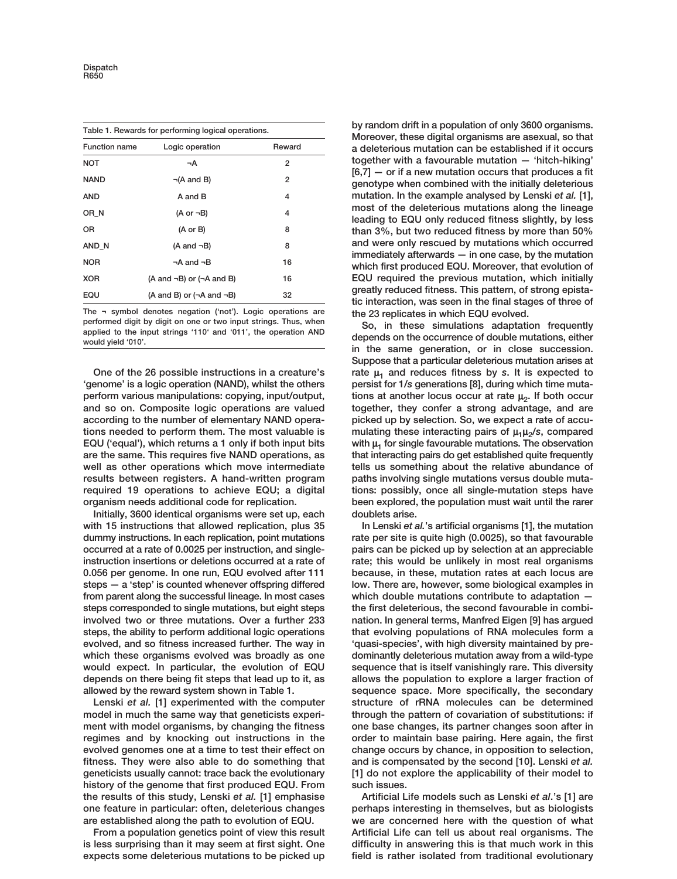Table 1. Rewards for performing logical operations.

| Function name | Logic operation | Reward |
|---|---|---|
| NOT | ¬A | 2 |
| NAND | ¬(A and B) | 2 |
| AND | A and B | 4 |
| OR_N | (A or ¬B) | 4 |
| OR | (A or B) | 8 |
| AND_N | (A and ¬B) | 8 |
| NOR | ¬A and ¬B | 16 |
| XOR | (A and ¬B) or (¬A and B) | 16 |
| EQU | (A and B) or (¬A and ¬B) | 32 |

The ¬ symbol denotes negation ('not'). Logic operations are performed digit by digit on one or two input strings. Thus, when applied to the input strings '110' and '011', the operation AND would yield '010'.

One of the 26 possible instructions in a creature's 'genome' is a logic operation (NAND), whilst the others perform various manipulations: copying, input/output, and so on. Composite logic operations are valued according to the number of elementary NAND operations needed to perform them. The most valuable is EQU ('equal'), which returns a 1 only if both input bits are the same. This requires five NAND operations, as well as other operations which move intermediate results between registers. A hand-written program required 19 operations to achieve EQU; a digital organism needs additional code for replication.

Initially, 3600 identical organisms were set up, each with 15 instructions that allowed replication, plus 35 dummy instructions. In each replication, point mutations occurred at a rate of 0.0025 per instruction, and single-instruction insertions or deletions occurred at a rate of 0.056 per genome. In one run, EQU evolved after 111 steps — a 'step' is counted whenever offspring differed from parent along the successful lineage. In most cases steps corresponded to single mutations, but eight steps involved two or three mutations. Over a further 233 steps, the ability to perform additional logic operations evolved, and so fitness increased further. The way in which these organisms evolved was broadly as one would expect. In particular, the evolution of EQU depends on there being fit steps that lead up to it, as allowed by the reward system shown in Table 1.

Lenski *et al.* [1] experimented with the computer model in much the same way that geneticists experiment with model organisms, by changing the fitness regimes and by knocking out instructions in the evolved genomes one at a time to test their effect on fitness. They were also able to do something that geneticists usually cannot: trace back the evolutionary history of the genome that first produced EQU. From the results of this study, Lenski *et al.* [1] emphasise one feature in particular: often, deleterious changes are established along the path to evolution of EQU.

From a population genetics point of view this result is less surprising than it may seem at first sight. One expects some deleterious mutations to be picked up by random drift in a population of only 3600 organisms. Moreover, these digital organisms are asexual, so that a deleterious mutation can be established if it occurs together with a favourable mutation — 'hitch-hiking' [6,7] — or if a new mutation occurs that produces a fit genotype when combined with the initially deleterious mutation. In the example analysed by Lenski *et al.* [1], most of the deleterious mutations along the lineage leading to EQU only reduced fitness slightly, by less than 3%, but two reduced fitness by more than 50% and were only rescued by mutations which occurred immediately afterwards — in one case, by the mutation which first produced EQU. Moreover, that evolution of EQU required the previous mutation, which initially greatly reduced fitness. This pattern, of strong epistatic interaction, was seen in the final stages of three of the 23 replicates in which EQU evolved.

So, in these simulations adaptation frequently depends on the occurrence of double mutations, either in the same generation, or in close succession. Suppose that a particular deleterious mutation arises at rate $\mu_1$ and reduces fitness by $s$. It is expected to persist for $1/s$ generations [8], during which time mutations at another locus occur at rate $\mu_2$. If both occur together, they confer a strong advantage, and are picked up by selection. So, we expect a rate of accumulating these interacting pairs of $\mu_1\mu_2/s$, compared with $\mu_1$ for single favourable mutations. The observation that interacting pairs do get established quite frequently tells us something about the relative abundance of paths involving single mutations versus double mutations: possibly, once all single-mutation steps have been explored, the population must wait until the rarer doublets arise.

In Lenski *et al.*'s artificial organisms [1], the mutation rate per site is quite high (0.0025), so that favourable pairs can be picked up by selection at an appreciable rate; this would be unlikely in most real organisms because, in these, mutation rates at each locus are low. There are, however, some biological examples in which double mutations contribute to adaptation — the first deleterious, the second favourable in combination. In general terms, Manfred Eigen [9] has argued that evolving populations of RNA molecules form a 'quasi-species', with high diversity maintained by predominantly deleterious mutation away from a wild-type sequence that is itself vanishingly rare. This diversity allows the population to explore a larger fraction of sequence space. More specifically, the secondary structure of rRNA molecules can be determined through the pattern of covariation of substitutions: if one base changes, its partner changes soon after in order to maintain base pairing. Here again, the first change occurs by chance, in opposition to selection, and is compensated by the second [10]. Lenski *et al.* [1] do not explore the applicability of their model to such issues.

Artificial Life models such as Lenski *et al.*'s [1] are perhaps interesting in themselves, but as biologists we are concerned here with the question of what Artificial Life can tell us about real organisms. The difficulty in answering this is that much work in this field is rather isolated from traditional evolutionary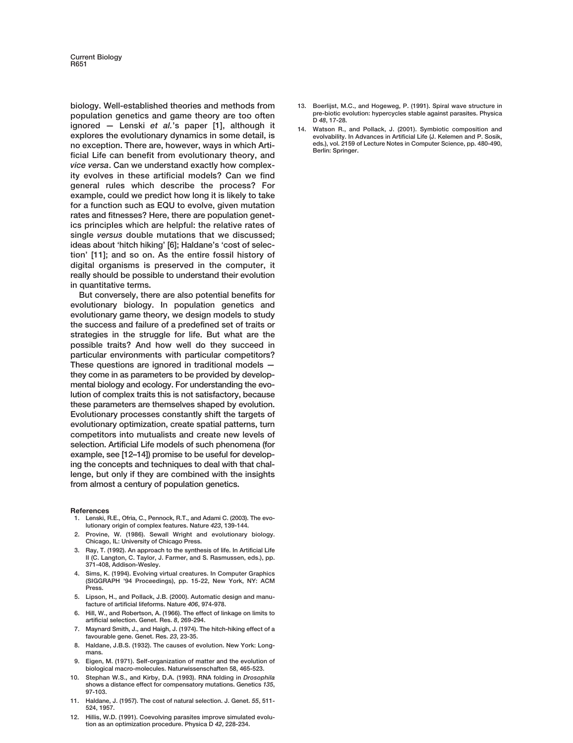biology. Well-established theories and methods from population genetics and game theory are too often ignored — Lenski *et al.*'s paper [1], although it explores the evolutionary dynamics in some detail, is no exception. There are, however, ways in which Artificial Life can benefit from evolutionary theory, and *vice versa*. Can we understand exactly how complexity evolves in these artificial models? Can we find general rules which describe the process? For example, could we predict how long it is likely to take for a function such as EQU to evolve, given mutation rates and fitnesses? Here, there are population genetics principles which are helpful: the relative rates of single *versus* double mutations that we discussed; ideas about 'hitch hiking' [6]; Haldane's 'cost of selection' [11]; and so on. As the entire fossil history of digital organisms is preserved in the computer, it really should be possible to understand their evolution in quantitative terms.

But conversely, there are also potential benefits for evolutionary biology. In population genetics and evolutionary game theory, we design models to study the success and failure of a predefined set of traits or strategies in the struggle for life. But what are the possible traits? And how well do they succeed in particular environments with particular competitors? These questions are ignored in traditional models — they come in as parameters to be provided by developmental biology and ecology. For understanding the evolution of complex traits this is not satisfactory, because these parameters are themselves shaped by evolution. Evolutionary processes constantly shift the targets of evolutionary optimization, create spatial patterns, turn competitors into mutualists and create new levels of selection. Artificial Life models of such phenomena (for example, see [12–14]) promise to be useful for developing the concepts and techniques to deal with that challenge, but only if they are combined with the insights from almost a century of population genetics.

## References

1. Lenski, R.E., Ofria, C., Pennock, R.T., and Adami C. (2003). The evolutionary origin of complex features. Nature *423*, 139-144.
2. Provine, W. (1986). Sewall Wright and evolutionary biology. Chicago, IL: University of Chicago Press.
3. Ray, T. (1992). An approach to the synthesis of life. In Artificial Life II (C. Langton, C. Taylor, J. Farmer, and S. Rasmussen, eds.), pp. 371-408, Addison-Wesley.
4. Sims, K. (1994). Evolving virtual creatures. In Computer Graphics (SIGGRAPH '94 Proceedings), pp. 15-22, New York, NY: ACM Press.
5. Lipson, H., and Pollack, J.B. (2000). Automatic design and manufacture of artificial lifeforms. Nature *406*, 974-978.
6. Hill, W., and Robertson, A. (1966). The effect of linkage on limits to artificial selection. Genet. Res. *8*, 269-294.
7. Maynard Smith, J., and Haigh, J. (1974). The hitch-hiking effect of a favourable gene. Genet. Res. *23*, 23-35.
8. Haldane, J.B.S. (1932). The causes of evolution. New York: Longmans.
9. Eigen, M. (1971). Self-organization of matter and the evolution of biological macro-molecules. Naturwissenschaften 58, 465-523.
10. Stephan W.S., and Kirby, D.A. (1993). RNA folding in *Drosophila* shows a distance effect for compensatory mutations. Genetics *135*, 97-103.
11. Haldane, J. (1957). The cost of natural selection. J. Genet. *55*, 511-524, 1957.
12. Hillis, W.D. (1991). Coevolving parasites improve simulated evolution as an optimization procedure. Physica D *42*, 228-234.
13. Boerlijst, M.C., and Hogeweg, P. (1991). Spiral wave structure in pre-biotic evolution: hypercycles stable against parasites. Physica D *48*, 17-28.
14. Watson R., and Pollack, J. (2001). Symbiotic composition and evolvability. In Advances in Artificial Life (J. Kelemen and P. Sosik, eds.), vol. 2159 of Lecture Notes in Computer Science, pp. 480-490, Berlin: Springer.